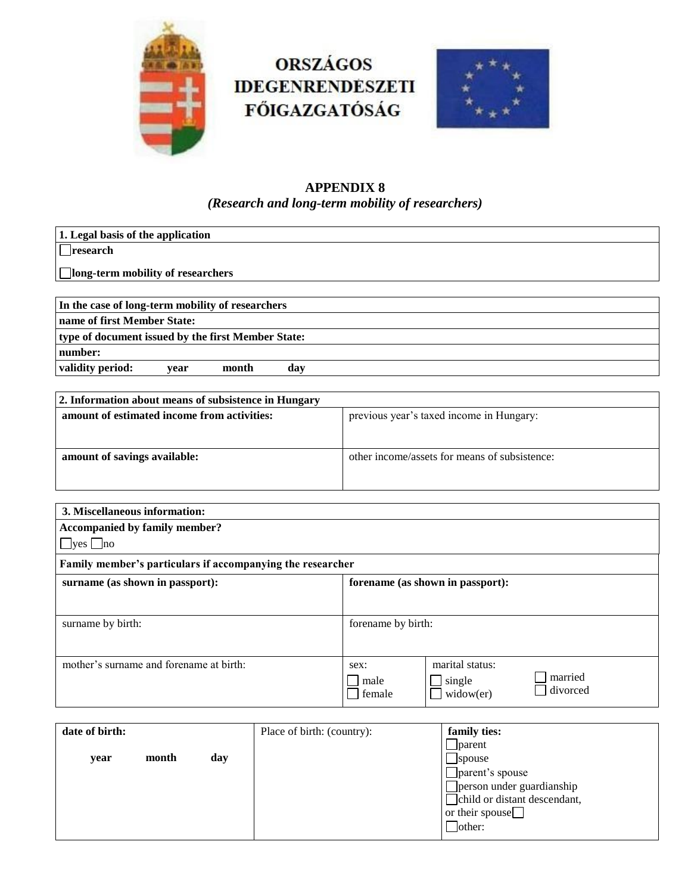**ORSZÁGOS IDEGENRENDÉSZETI FŐIGAZGATÓSÁG**

# APPENDIX 8

***(Research and long-term mobility of researchers)***

| **1. Legal basis of the application** |
|---|
| ☐ **research** |
| ☐ **long-term mobility of researchers** |

| **In the case of long-term mobility of researchers** |
|---|
| **name of first Member State:** |
| **type of document issued by the first Member State:** |
| **number:** |
| **validity period:** **year** **month** **day** |

| **2. Information about means of subsistence in Hungary** | |
|---|---|
| **amount of estimated income from activities:** | previous year's taxed income in Hungary: |
| **amount of savings available:** | other income/assets for means of subsistence: |

| **3. Miscellaneous information:** | | |
|---|---|---|
| **Accompanied by family member?** ☐ yes ☐ no | | |
| **Family member's particulars if accompanying the researcher** | | |
| **surname (as shown in passport):** | **forename (as shown in passport):** | |
| surname by birth: | forename by birth: | |
| mother's surname and forename at birth: | sex: ☐ male ☐ female | marital status: ☐ single ☐ widow(er) ☐ married ☐ divorced |

| **date of birth:** **year** **month** **day** | Place of birth: (country): | **family ties:** ☐ parent ☐ spouse ☐ parent's spouse ☐ person under guardianship ☐ child or distant descendant, or their spouse ☐ ☐ other: |
|---|---|---|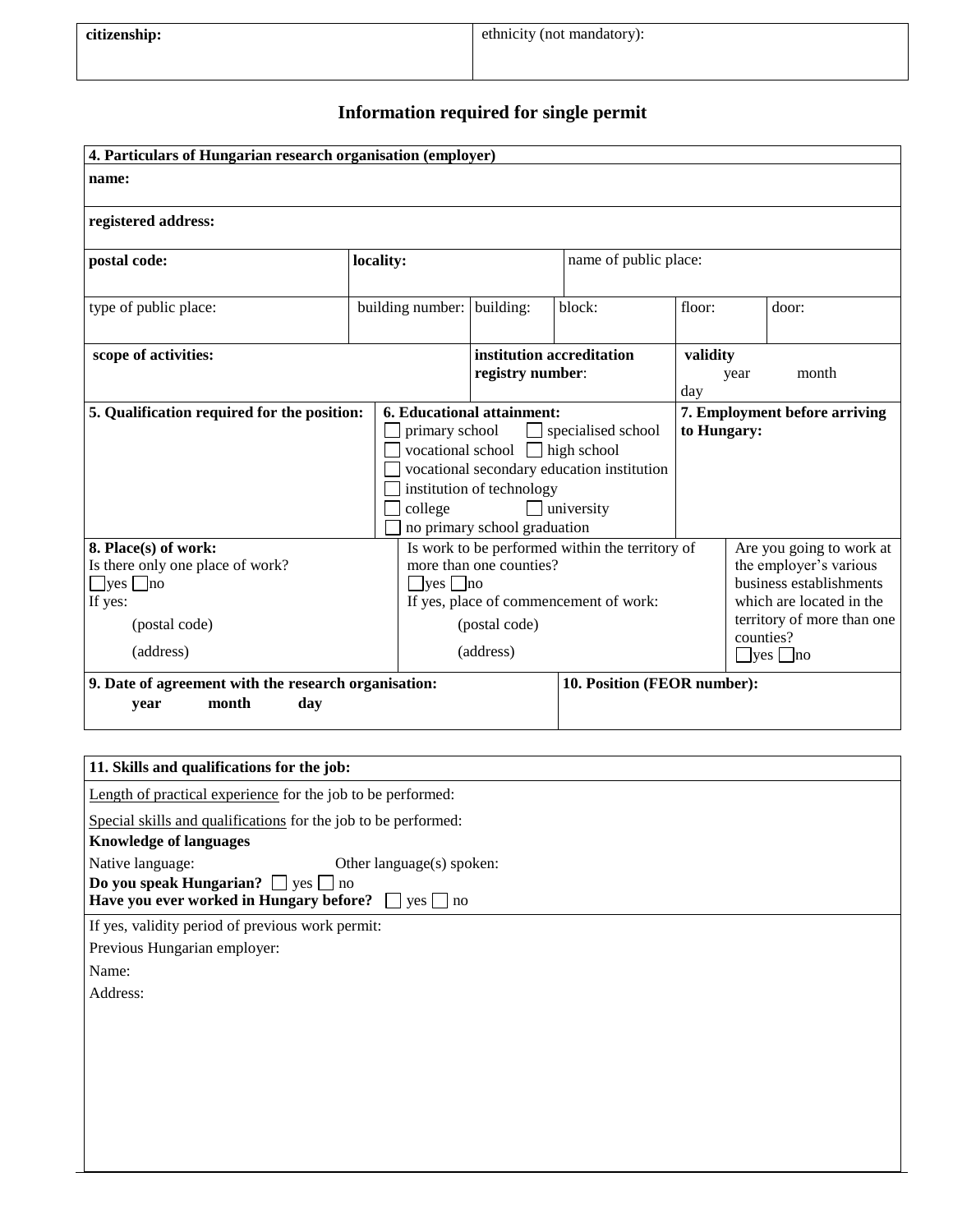| citizenship: | ethnicity (not mandatory): |
|---|---|

## Information required for single permit

**4. Particulars of Hungarian research organisation (employer)**

**name:**

**registered address:**

| postal code: | locality: | | name of public place: | | |
|---|---|---|---|---|---|
| type of public place: | building number: | building: | block: | floor: | door: |

| scope of activities: | institution accreditation registry number: | validity year month day |
|---|---|---|

| 5. Qualification required for the position: | 6. Educational attainment: | 7. Employment before arriving to Hungary: |
|---|---|---|
| | ☐ primary school ☐ specialised school<br>☐ vocational school ☐ high school<br>☐ vocational secondary education institution<br>☐ institution of technology<br>☐ college ☐ university<br>☐ no primary school graduation | |

| 8. Place(s) of work: | | |
|---|---|---|
| Is there only one place of work?<br>☐yes ☐no<br>If yes:<br>(postal code)<br>(address) | Is work to be performed within the territory of more than one counties?<br>☐yes ☐no<br>If yes, place of commencement of work:<br>(postal code)<br>(address) | Are you going to work at the employer's various business establishments which are located in the territory of more than one counties?<br>☐yes ☐no |

| 9. Date of agreement with the research organisation: | 10. Position (FEOR number): |
|---|---|
| year month day | |

**11. Skills and qualifications for the job:**

Length of practical experience for the job to be performed:

Special skills and qualifications for the job to be performed:

**Knowledge of languages**

Native language: Other language(s) spoken:

**Do you speak Hungarian?** ☐ yes ☐ no

**Have you ever worked in Hungary before?** ☐ yes ☐ no

If yes, validity period of previous work permit:

Previous Hungarian employer:

Name:

Address: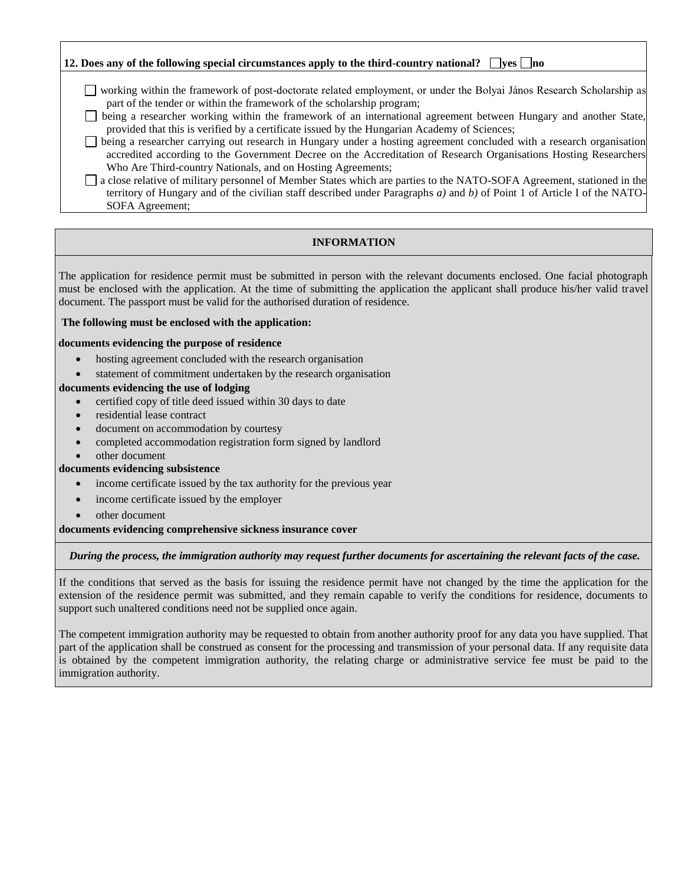**12. Does any of the following special circumstances apply to the third-country national?** ☐ **yes** ☐ **no**

- ☐ working within the framework of post-doctorate related employment, or under the Bolyai János Research Scholarship as part of the tender or within the framework of the scholarship program;
- ☐ being a researcher working within the framework of an international agreement between Hungary and another State, provided that this is verified by a certificate issued by the Hungarian Academy of Sciences;
- ☐ being a researcher carrying out research in Hungary under a hosting agreement concluded with a research organisation accredited according to the Government Decree on the Accreditation of Research Organisations Hosting Researchers Who Are Third-country Nationals, and on Hosting Agreements;
- ☐ a close relative of military personnel of Member States which are parties to the NATO-SOFA Agreement, stationed in the territory of Hungary and of the civilian staff described under Paragraphs *a)* and *b)* of Point 1 of Article I of the NATO-SOFA Agreement;

**INFORMATION**

The application for residence permit must be submitted in person with the relevant documents enclosed. One facial photograph must be enclosed with the application. At the time of submitting the application the applicant shall produce his/her valid travel document. The passport must be valid for the authorised duration of residence.

**The following must be enclosed with the application:**

**documents evidencing the purpose of residence**

- hosting agreement concluded with the research organisation
- statement of commitment undertaken by the research organisation

**documents evidencing the use of lodging**

- certified copy of title deed issued within 30 days to date
- residential lease contract
- document on accommodation by courtesy
- completed accommodation registration form signed by landlord
- other document

**documents evidencing subsistence**

- income certificate issued by the tax authority for the previous year
- income certificate issued by the employer
- other document

**documents evidencing comprehensive sickness insurance cover**

***During the process, the immigration authority may request further documents for ascertaining the relevant facts of the case.***

If the conditions that served as the basis for issuing the residence permit have not changed by the time the application for the extension of the residence permit was submitted, and they remain capable to verify the conditions for residence, documents to support such unaltered conditions need not be supplied once again.

The competent immigration authority may be requested to obtain from another authority proof for any data you have supplied. That part of the application shall be construed as consent for the processing and transmission of your personal data. If any requisite data is obtained by the competent immigration authority, the relating charge or administrative service fee must be paid to the immigration authority.